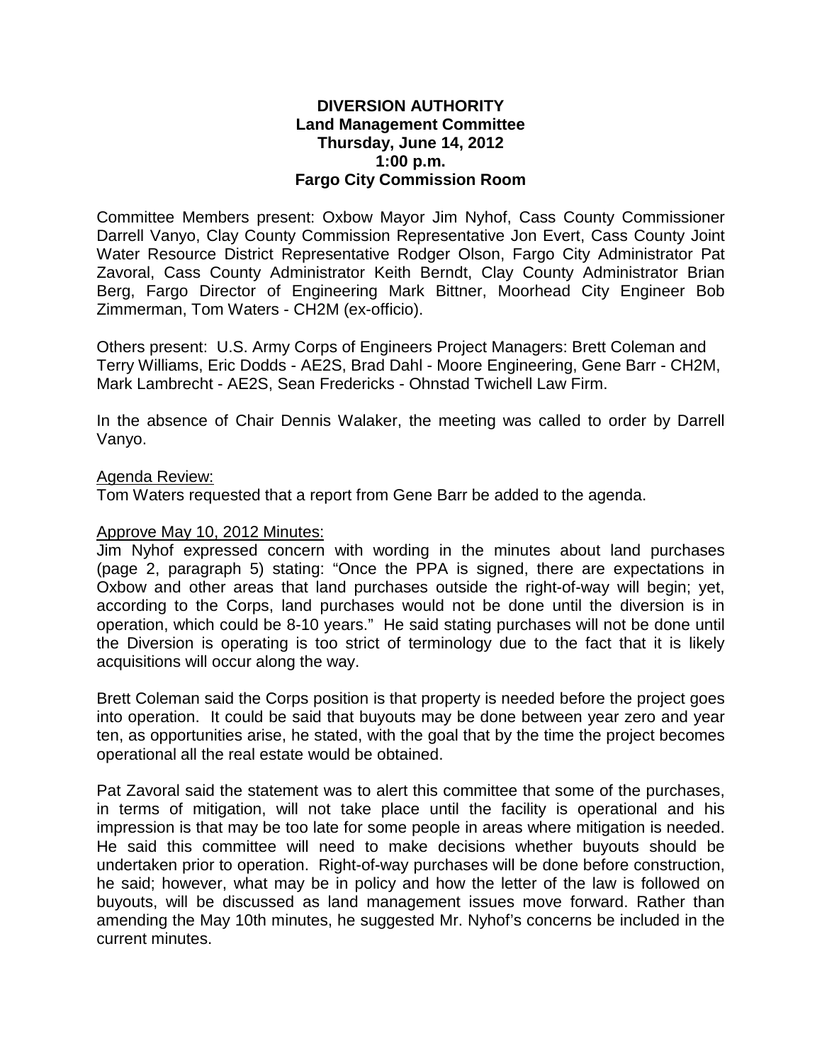**DIVERSION AUTHORITY**
**Land Management Committee**
**Thursday, June 14, 2012**
**1:00 p.m.**
**Fargo City Commission Room**

Committee Members present: Oxbow Mayor Jim Nyhof, Cass County Commissioner Darrell Vanyo, Clay County Commission Representative Jon Evert, Cass County Joint Water Resource District Representative Rodger Olson, Fargo City Administrator Pat Zavoral, Cass County Administrator Keith Berndt, Clay County Administrator Brian Berg, Fargo Director of Engineering Mark Bittner, Moorhead City Engineer Bob Zimmerman, Tom Waters - CH2M (ex-officio).

Others present: U.S. Army Corps of Engineers Project Managers: Brett Coleman and Terry Williams, Eric Dodds - AE2S, Brad Dahl - Moore Engineering, Gene Barr - CH2M, Mark Lambrecht - AE2S, Sean Fredericks - Ohnstad Twichell Law Firm.

In the absence of Chair Dennis Walaker, the meeting was called to order by Darrell Vanyo.

Agenda Review:

Tom Waters requested that a report from Gene Barr be added to the agenda.

Approve May 10, 2012 Minutes:

Jim Nyhof expressed concern with wording in the minutes about land purchases (page 2, paragraph 5) stating: "Once the PPA is signed, there are expectations in Oxbow and other areas that land purchases outside the right-of-way will begin; yet, according to the Corps, land purchases would not be done until the diversion is in operation, which could be 8-10 years." He said stating purchases will not be done until the Diversion is operating is too strict of terminology due to the fact that it is likely acquisitions will occur along the way.

Brett Coleman said the Corps position is that property is needed before the project goes into operation. It could be said that buyouts may be done between year zero and year ten, as opportunities arise, he stated, with the goal that by the time the project becomes operational all the real estate would be obtained.

Pat Zavoral said the statement was to alert this committee that some of the purchases, in terms of mitigation, will not take place until the facility is operational and his impression is that may be too late for some people in areas where mitigation is needed. He said this committee will need to make decisions whether buyouts should be undertaken prior to operation. Right-of-way purchases will be done before construction, he said; however, what may be in policy and how the letter of the law is followed on buyouts, will be discussed as land management issues move forward. Rather than amending the May 10th minutes, he suggested Mr. Nyhof's concerns be included in the current minutes.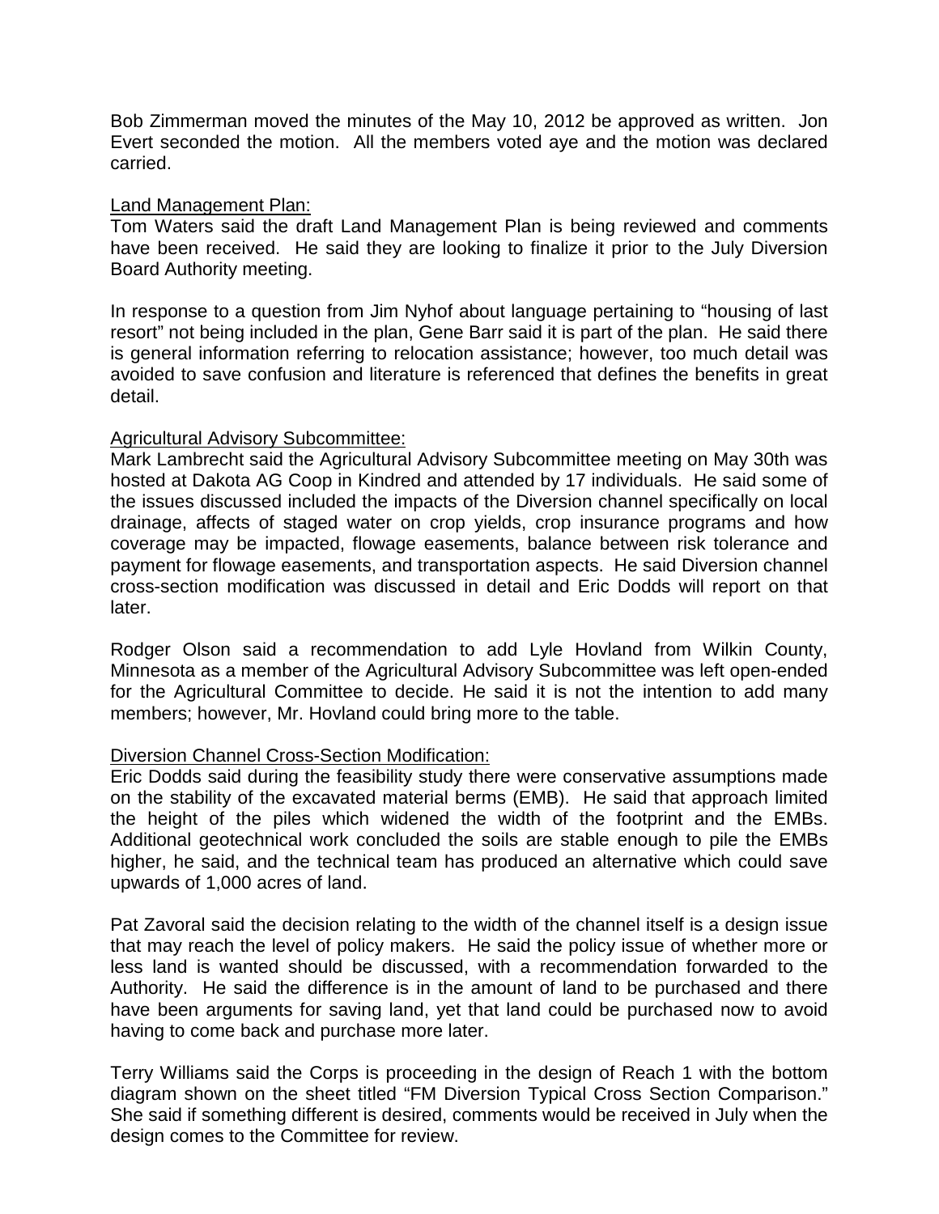Bob Zimmerman moved the minutes of the May 10, 2012 be approved as written. Jon Evert seconded the motion. All the members voted aye and the motion was declared carried.

Land Management Plan:

Tom Waters said the draft Land Management Plan is being reviewed and comments have been received. He said they are looking to finalize it prior to the July Diversion Board Authority meeting.

In response to a question from Jim Nyhof about language pertaining to "housing of last resort" not being included in the plan, Gene Barr said it is part of the plan. He said there is general information referring to relocation assistance; however, too much detail was avoided to save confusion and literature is referenced that defines the benefits in great detail.

Agricultural Advisory Subcommittee:

Mark Lambrecht said the Agricultural Advisory Subcommittee meeting on May 30th was hosted at Dakota AG Coop in Kindred and attended by 17 individuals. He said some of the issues discussed included the impacts of the Diversion channel specifically on local drainage, affects of staged water on crop yields, crop insurance programs and how coverage may be impacted, flowage easements, balance between risk tolerance and payment for flowage easements, and transportation aspects. He said Diversion channel cross-section modification was discussed in detail and Eric Dodds will report on that later.

Rodger Olson said a recommendation to add Lyle Hovland from Wilkin County, Minnesota as a member of the Agricultural Advisory Subcommittee was left open-ended for the Agricultural Committee to decide. He said it is not the intention to add many members; however, Mr. Hovland could bring more to the table.

Diversion Channel Cross-Section Modification:

Eric Dodds said during the feasibility study there were conservative assumptions made on the stability of the excavated material berms (EMB). He said that approach limited the height of the piles which widened the width of the footprint and the EMBs. Additional geotechnical work concluded the soils are stable enough to pile the EMBs higher, he said, and the technical team has produced an alternative which could save upwards of 1,000 acres of land.

Pat Zavoral said the decision relating to the width of the channel itself is a design issue that may reach the level of policy makers. He said the policy issue of whether more or less land is wanted should be discussed, with a recommendation forwarded to the Authority. He said the difference is in the amount of land to be purchased and there have been arguments for saving land, yet that land could be purchased now to avoid having to come back and purchase more later.

Terry Williams said the Corps is proceeding in the design of Reach 1 with the bottom diagram shown on the sheet titled "FM Diversion Typical Cross Section Comparison." She said if something different is desired, comments would be received in July when the design comes to the Committee for review.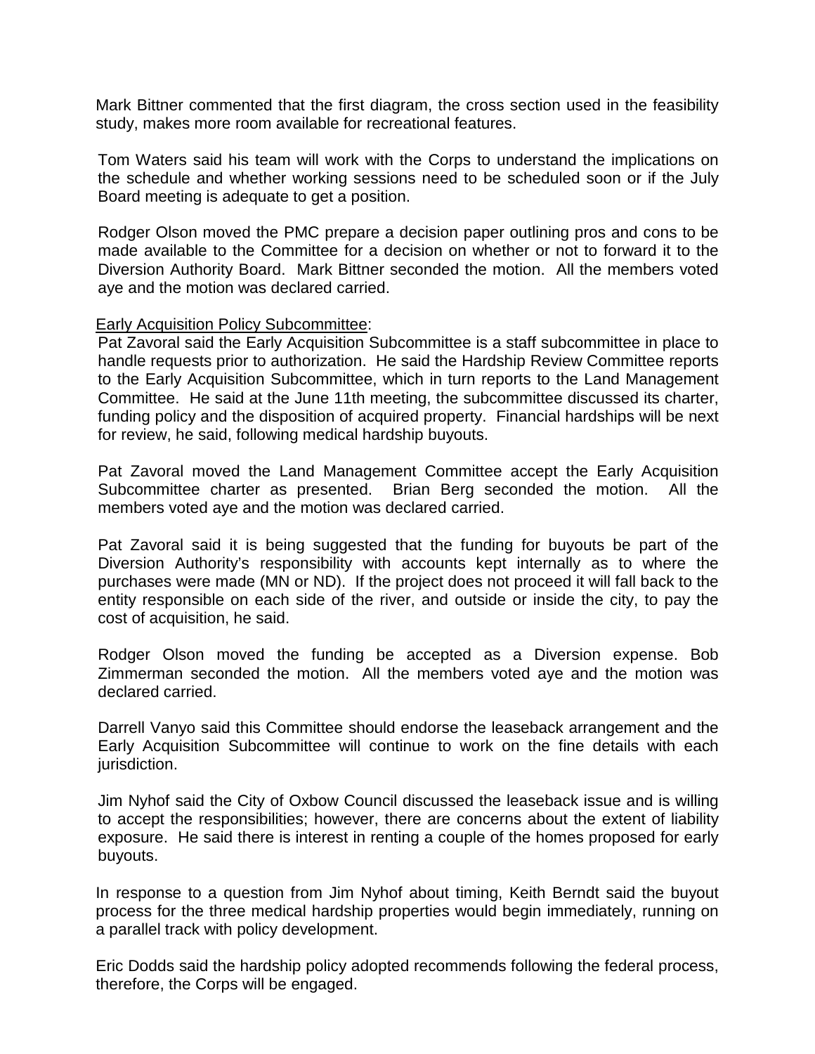Mark Bittner commented that the first diagram, the cross section used in the feasibility study, makes more room available for recreational features.

Tom Waters said his team will work with the Corps to understand the implications on the schedule and whether working sessions need to be scheduled soon or if the July Board meeting is adequate to get a position.

Rodger Olson moved the PMC prepare a decision paper outlining pros and cons to be made available to the Committee for a decision on whether or not to forward it to the Diversion Authority Board. Mark Bittner seconded the motion. All the members voted aye and the motion was declared carried.

Early Acquisition Policy Subcommittee:

Pat Zavoral said the Early Acquisition Subcommittee is a staff subcommittee in place to handle requests prior to authorization. He said the Hardship Review Committee reports to the Early Acquisition Subcommittee, which in turn reports to the Land Management Committee. He said at the June 11th meeting, the subcommittee discussed its charter, funding policy and the disposition of acquired property. Financial hardships will be next for review, he said, following medical hardship buyouts.

Pat Zavoral moved the Land Management Committee accept the Early Acquisition Subcommittee charter as presented. Brian Berg seconded the motion. All the members voted aye and the motion was declared carried.

Pat Zavoral said it is being suggested that the funding for buyouts be part of the Diversion Authority's responsibility with accounts kept internally as to where the purchases were made (MN or ND). If the project does not proceed it will fall back to the entity responsible on each side of the river, and outside or inside the city, to pay the cost of acquisition, he said.

Rodger Olson moved the funding be accepted as a Diversion expense. Bob Zimmerman seconded the motion. All the members voted aye and the motion was declared carried.

Darrell Vanyo said this Committee should endorse the leaseback arrangement and the Early Acquisition Subcommittee will continue to work on the fine details with each jurisdiction.

Jim Nyhof said the City of Oxbow Council discussed the leaseback issue and is willing to accept the responsibilities; however, there are concerns about the extent of liability exposure. He said there is interest in renting a couple of the homes proposed for early buyouts.

In response to a question from Jim Nyhof about timing, Keith Berndt said the buyout process for the three medical hardship properties would begin immediately, running on a parallel track with policy development.

Eric Dodds said the hardship policy adopted recommends following the federal process, therefore, the Corps will be engaged.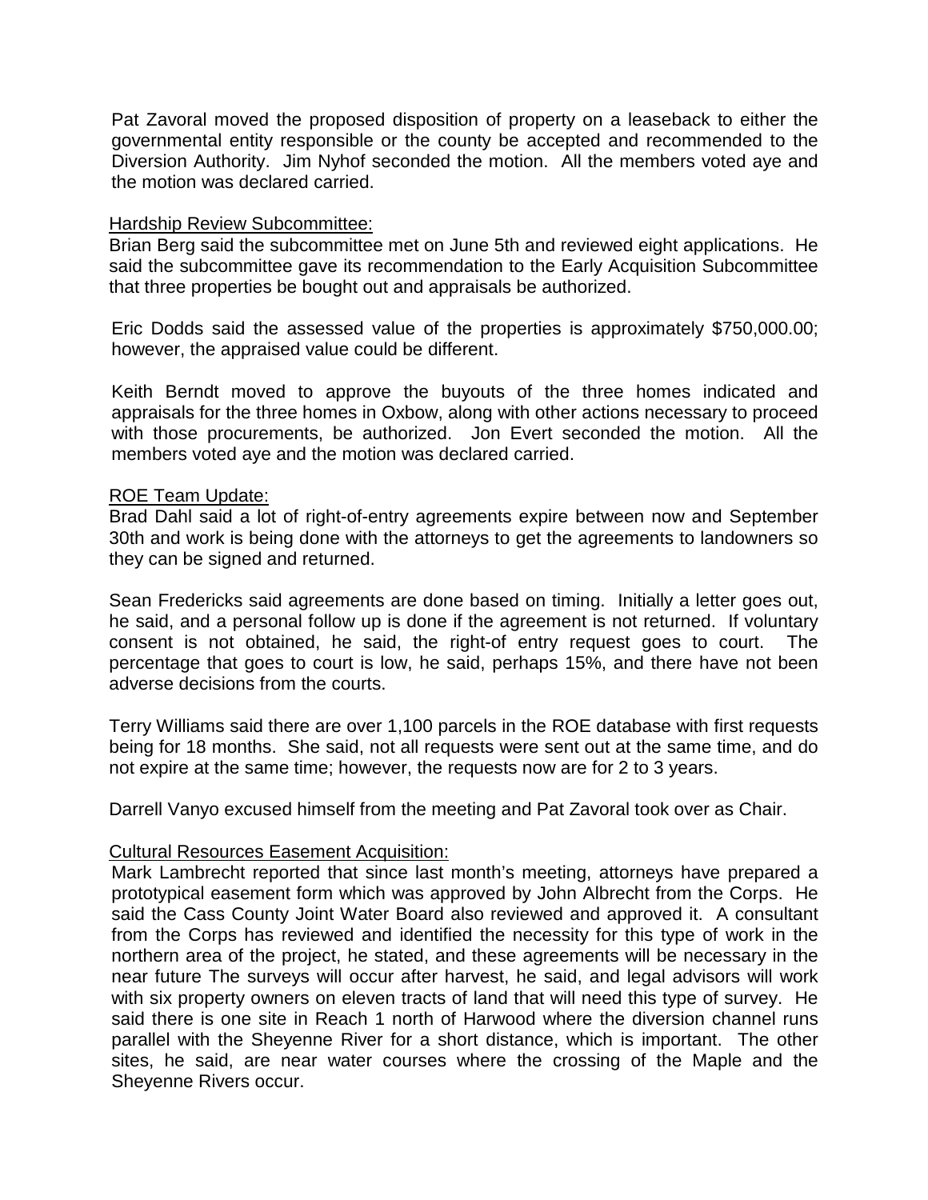Pat Zavoral moved the proposed disposition of property on a leaseback to either the governmental entity responsible or the county be accepted and recommended to the Diversion Authority. Jim Nyhof seconded the motion. All the members voted aye and the motion was declared carried.

Hardship Review Subcommittee:

Brian Berg said the subcommittee met on June 5th and reviewed eight applications. He said the subcommittee gave its recommendation to the Early Acquisition Subcommittee that three properties be bought out and appraisals be authorized.

Eric Dodds said the assessed value of the properties is approximately $750,000.00; however, the appraised value could be different.

Keith Berndt moved to approve the buyouts of the three homes indicated and appraisals for the three homes in Oxbow, along with other actions necessary to proceed with those procurements, be authorized. Jon Evert seconded the motion. All the members voted aye and the motion was declared carried.

ROE Team Update:

Brad Dahl said a lot of right-of-entry agreements expire between now and September 30th and work is being done with the attorneys to get the agreements to landowners so they can be signed and returned.

Sean Fredericks said agreements are done based on timing. Initially a letter goes out, he said, and a personal follow up is done if the agreement is not returned. If voluntary consent is not obtained, he said, the right-of entry request goes to court. The percentage that goes to court is low, he said, perhaps 15%, and there have not been adverse decisions from the courts.

Terry Williams said there are over 1,100 parcels in the ROE database with first requests being for 18 months. She said, not all requests were sent out at the same time, and do not expire at the same time; however, the requests now are for 2 to 3 years.

Darrell Vanyo excused himself from the meeting and Pat Zavoral took over as Chair.

Cultural Resources Easement Acquisition:

Mark Lambrecht reported that since last month's meeting, attorneys have prepared a prototypical easement form which was approved by John Albrecht from the Corps. He said the Cass County Joint Water Board also reviewed and approved it. A consultant from the Corps has reviewed and identified the necessity for this type of work in the northern area of the project, he stated, and these agreements will be necessary in the near future The surveys will occur after harvest, he said, and legal advisors will work with six property owners on eleven tracts of land that will need this type of survey. He said there is one site in Reach 1 north of Harwood where the diversion channel runs parallel with the Sheyenne River for a short distance, which is important. The other sites, he said, are near water courses where the crossing of the Maple and the Sheyenne Rivers occur.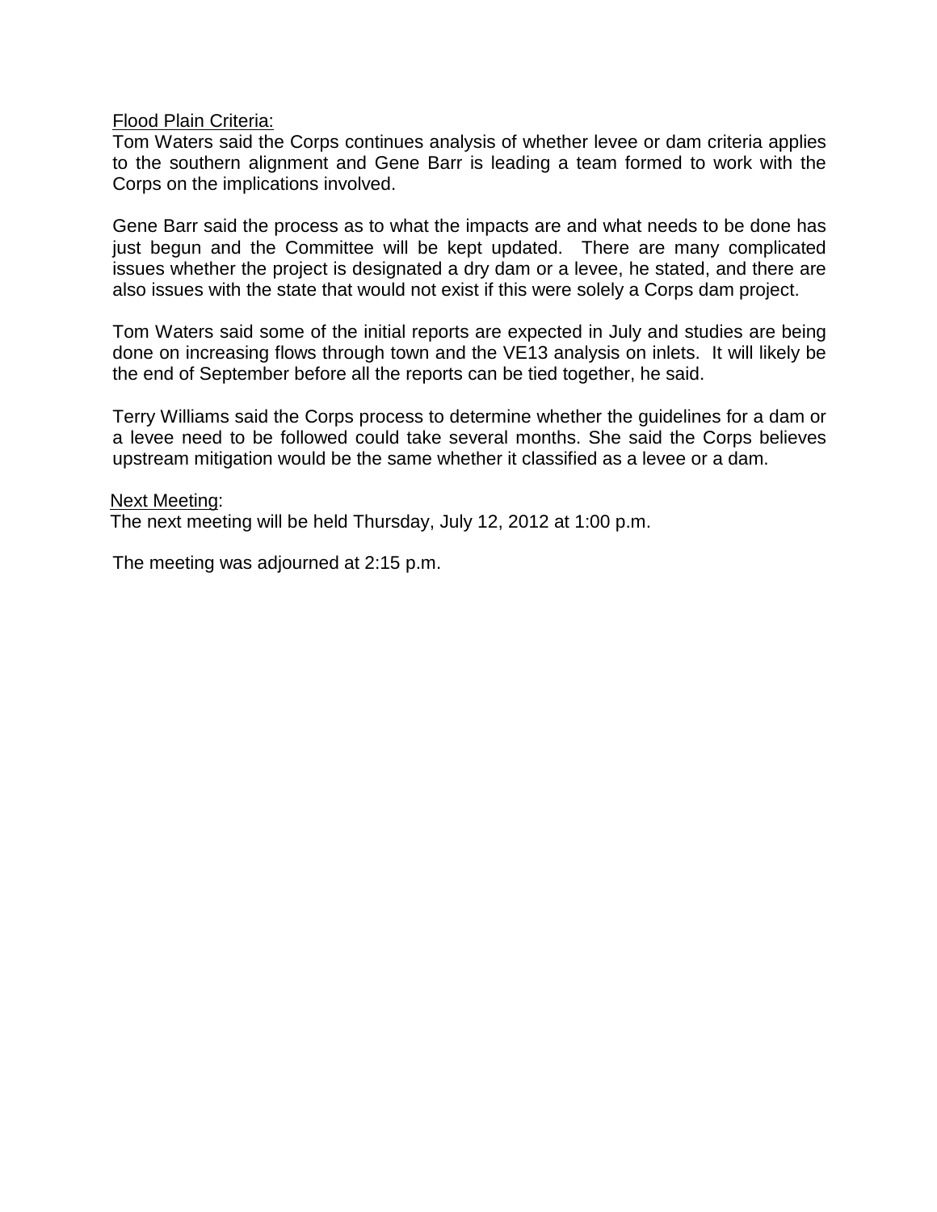<u>Flood Plain Criteria:</u>

Tom Waters said the Corps continues analysis of whether levee or dam criteria applies to the southern alignment and Gene Barr is leading a team formed to work with the Corps on the implications involved.

Gene Barr said the process as to what the impacts are and what needs to be done has just begun and the Committee will be kept updated. There are many complicated issues whether the project is designated a dry dam or a levee, he stated, and there are also issues with the state that would not exist if this were solely a Corps dam project.

Tom Waters said some of the initial reports are expected in July and studies are being done on increasing flows through town and the VE13 analysis on inlets. It will likely be the end of September before all the reports can be tied together, he said.

Terry Williams said the Corps process to determine whether the guidelines for a dam or a levee need to be followed could take several months. She said the Corps believes upstream mitigation would be the same whether it classified as a levee or a dam.

<u>Next Meeting</u>:

The next meeting will be held Thursday, July 12, 2012 at 1:00 p.m.

The meeting was adjourned at 2:15 p.m.